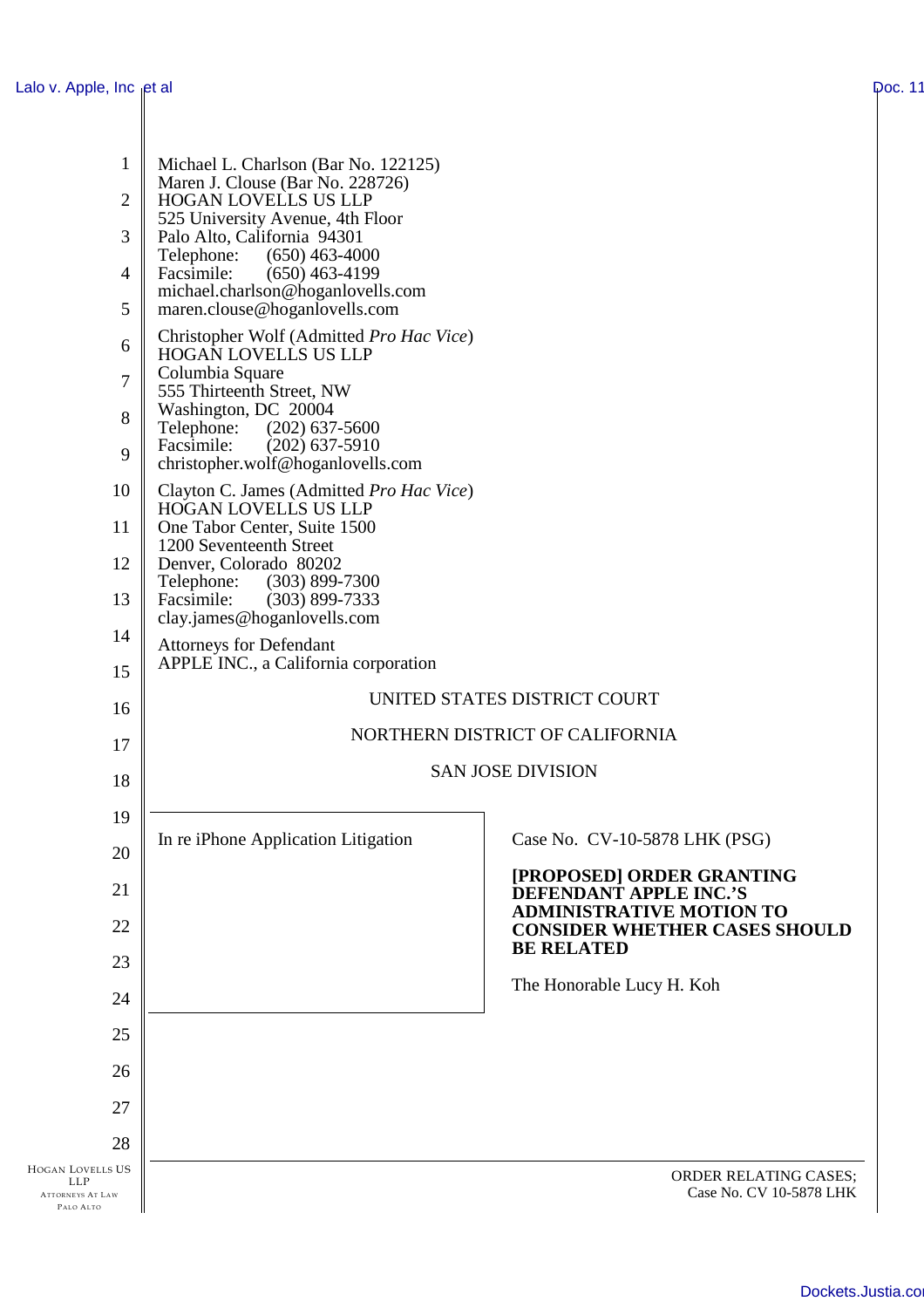Michael L. Charlson (Bar No. 122125)
Maren J. Clouse (Bar No. 228726)
HOGAN LOVELLS US LLP
525 University Avenue, 4th Floor
Palo Alto, California 94301
Telephone: (650) 463-4000
Facsimile: (650) 463-4199
michael.charlson@hoganlovells.com
maren.clouse@hoganlovells.com

Christopher Wolf (Admitted *Pro Hac Vice*)
HOGAN LOVELLS US LLP
Columbia Square
555 Thirteenth Street, NW
Washington, DC 20004
Telephone: (202) 637-5600
Facsimile: (202) 637-5910
christopher.wolf@hoganlovells.com

Clayton C. James (Admitted *Pro Hac Vice*)
HOGAN LOVELLS US LLP
One Tabor Center, Suite 1500
1200 Seventeenth Street
Denver, Colorado 80202
Telephone: (303) 899-7300
Facsimile: (303) 899-7333
clay.james@hoganlovells.com

Attorneys for Defendant
APPLE INC., a California corporation

UNITED STATES DISTRICT COURT

NORTHERN DISTRICT OF CALIFORNIA

SAN JOSE DIVISION

| | |
|---|---|
| In re iPhone Application Litigation | Case No. CV-10-5878 LHK (PSG)<br><br>**[PROPOSED] ORDER GRANTING DEFENDANT APPLE INC.'S ADMINISTRATIVE MOTION TO CONSIDER WHETHER CASES SHOULD BE RELATED**<br><br>The Honorable Lucy H. Koh |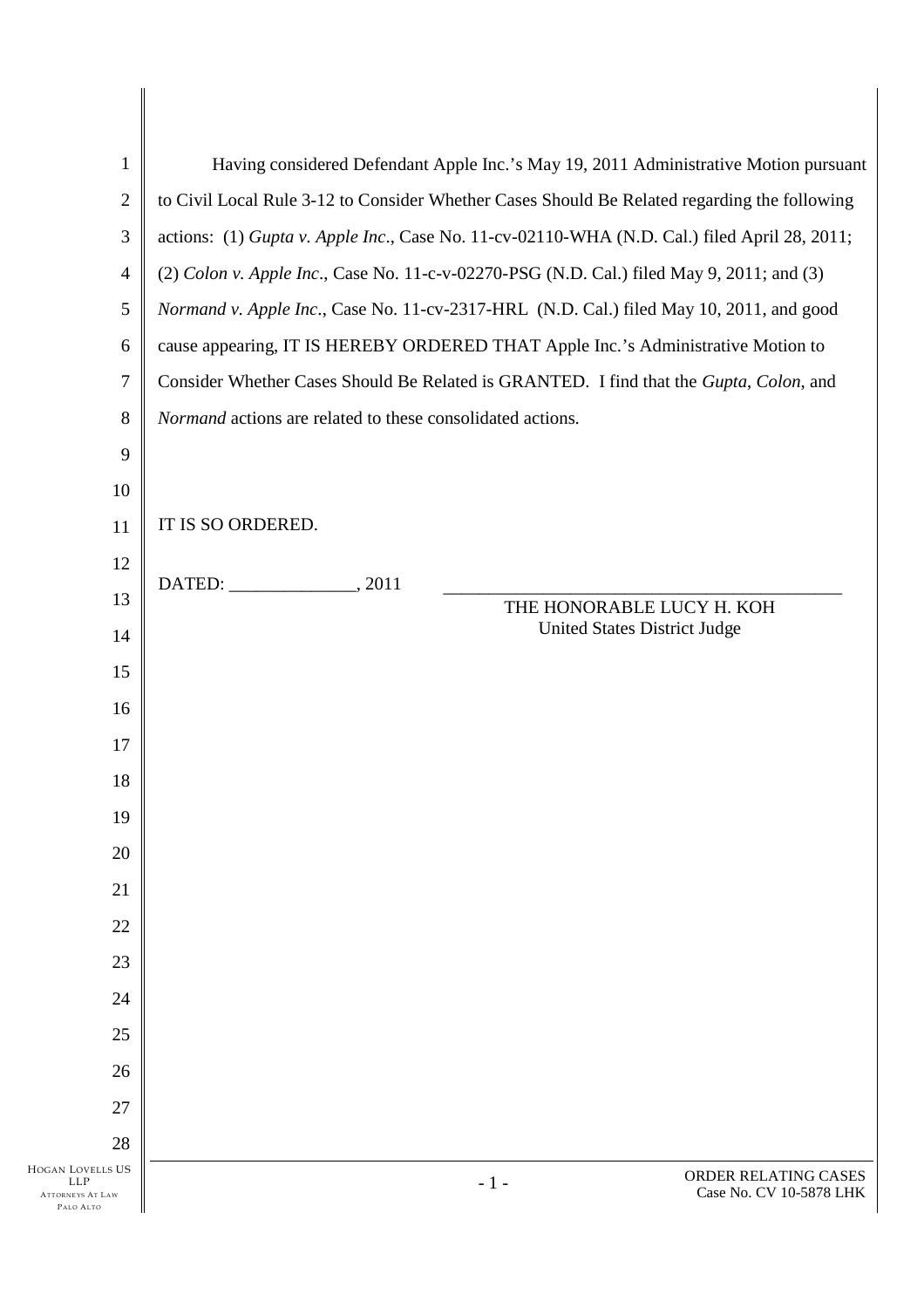Having considered Defendant Apple Inc.'s May 19, 2011 Administrative Motion pursuant to Civil Local Rule 3-12 to Consider Whether Cases Should Be Related regarding the following actions: (1) *Gupta v. Apple Inc*., Case No. 11-cv-02110-WHA (N.D. Cal.) filed April 28, 2011; (2) *Colon v. Apple Inc*., Case No. 11-c-v-02270-PSG (N.D. Cal.) filed May 9, 2011; and (3) *Normand v. Apple Inc*., Case No. 11-cv-2317-HRL (N.D. Cal.) filed May 10, 2011, and good cause appearing, IT IS HEREBY ORDERED THAT Apple Inc.'s Administrative Motion to Consider Whether Cases Should Be Related is GRANTED. I find that the *Gupta*, *Colon*, and *Normand* actions are related to these consolidated actions.

IT IS SO ORDERED.

DATED: ______________, 2011

_____________________________________________

THE HONORABLE LUCY H. KOH
United States District Judge

ORDER RELATING CASES
Case No. CV 10-5878 LHK